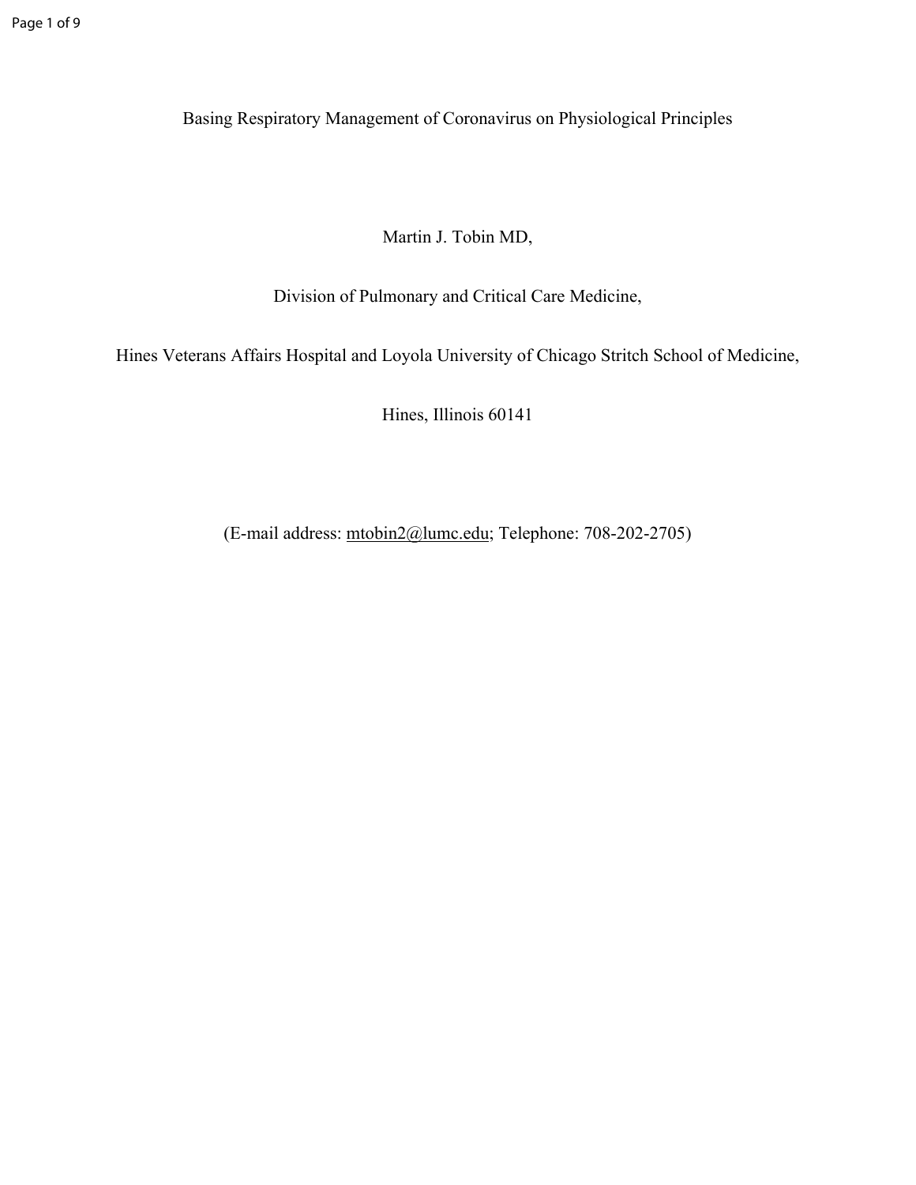# Basing Respiratory Management of Coronavirus on Physiological Principles

Martin J. Tobin MD,

Division of Pulmonary and Critical Care Medicine,

Hines Veterans Affairs Hospital and Loyola University of Chicago Stritch School of Medicine,

Hines, Illinois 60141

(E-mail address: mtobin2@lumc.edu; Telephone: 708-202-2705)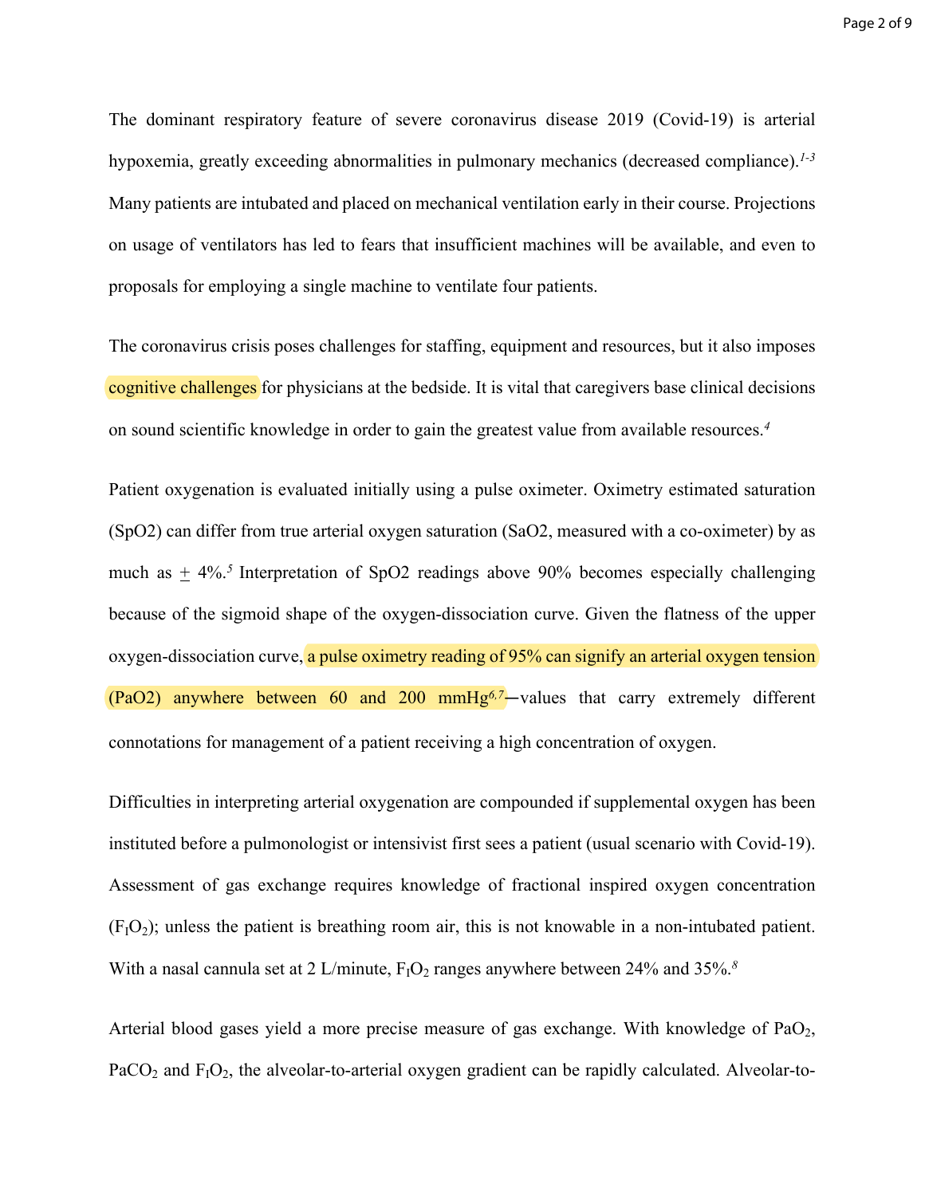The dominant respiratory feature of severe coronavirus disease 2019 (Covid-19) is arterial hypoxemia, greatly exceeding abnormalities in pulmonary mechanics (decreased compliance).[1-3] Many patients are intubated and placed on mechanical ventilation early in their course. Projections on usage of ventilators has led to fears that insufficient machines will be available, and even to proposals for employing a single machine to ventilate four patients.

The coronavirus crisis poses challenges for staffing, equipment and resources, but it also imposes cognitive challenges for physicians at the bedside. It is vital that caregivers base clinical decisions on sound scientific knowledge in order to gain the greatest value from available resources.[4]

Patient oxygenation is evaluated initially using a pulse oximeter. Oximetry estimated saturation (SpO2) can differ from true arterial oxygen saturation (SaO2, measured with a co-oximeter) by as much as $\pm$ 4%.[5] Interpretation of SpO2 readings above 90% becomes especially challenging because of the sigmoid shape of the oxygen-dissociation curve. Given the flatness of the upper oxygen-dissociation curve, a pulse oximetry reading of 95% can signify an arterial oxygen tension (PaO2) anywhere between 60 and 200 mmHg[6,7]—values that carry extremely different connotations for management of a patient receiving a high concentration of oxygen.

Difficulties in interpreting arterial oxygenation are compounded if supplemental oxygen has been instituted before a pulmonologist or intensivist first sees a patient (usual scenario with Covid-19). Assessment of gas exchange requires knowledge of fractional inspired oxygen concentration ($F_IO_2$); unless the patient is breathing room air, this is not knowable in a non-intubated patient. With a nasal cannula set at 2 L/minute, $F_IO_2$ ranges anywhere between 24% and 35%.[8]

Arterial blood gases yield a more precise measure of gas exchange. With knowledge of $PaO_2$, $PaCO_2$ and $F_IO_2$, the alveolar-to-arterial oxygen gradient can be rapidly calculated. Alveolar-to-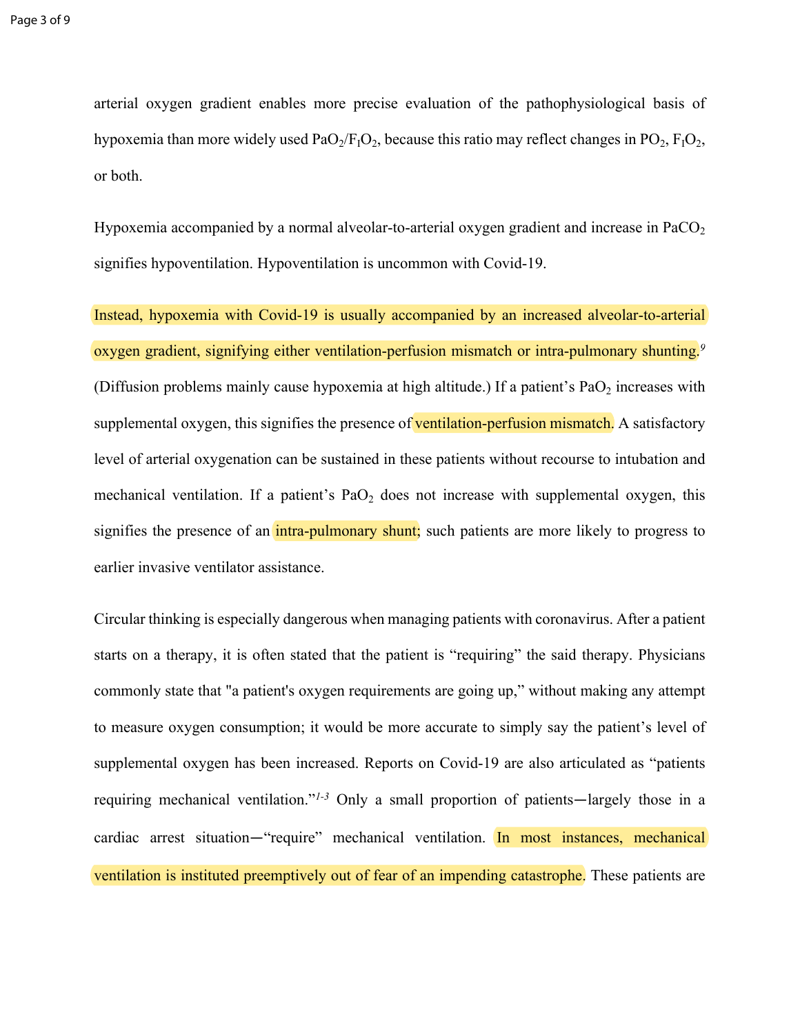arterial oxygen gradient enables more precise evaluation of the pathophysiological basis of hypoxemia than more widely used $PaO_2/F_IO_2$, because this ratio may reflect changes in $PO_2$, $F_IO_2$, or both.

Hypoxemia accompanied by a normal alveolar-to-arterial oxygen gradient and increase in $PaCO_2$ signifies hypoventilation. Hypoventilation is uncommon with Covid-19.

Instead, hypoxemia with Covid-19 is usually accompanied by an increased alveolar-to-arterial oxygen gradient, signifying either ventilation-perfusion mismatch or intra-pulmonary shunting.[9] (Diffusion problems mainly cause hypoxemia at high altitude.) If a patient's $PaO_2$ increases with supplemental oxygen, this signifies the presence of ventilation-perfusion mismatch. A satisfactory level of arterial oxygenation can be sustained in these patients without recourse to intubation and mechanical ventilation. If a patient's $PaO_2$ does not increase with supplemental oxygen, this signifies the presence of an intra-pulmonary shunt; such patients are more likely to progress to earlier invasive ventilator assistance.

Circular thinking is especially dangerous when managing patients with coronavirus. After a patient starts on a therapy, it is often stated that the patient is "requiring" the said therapy. Physicians commonly state that "a patient's oxygen requirements are going up," without making any attempt to measure oxygen consumption; it would be more accurate to simply say the patient's level of supplemental oxygen has been increased. Reports on Covid-19 are also articulated as "patients requiring mechanical ventilation."[1-3] Only a small proportion of patients—largely those in a cardiac arrest situation—"require" mechanical ventilation. In most instances, mechanical ventilation is instituted preemptively out of fear of an impending catastrophe. These patients are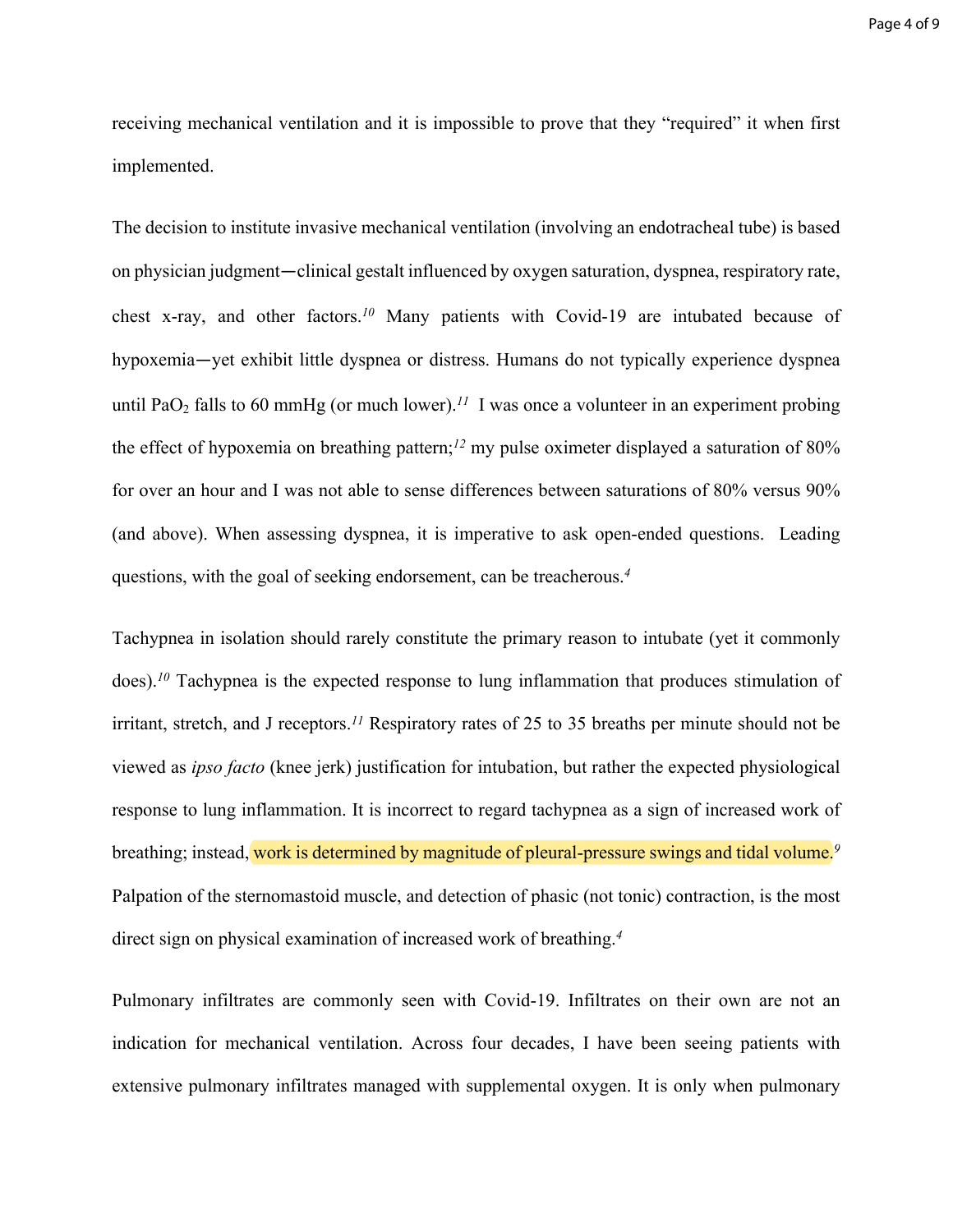receiving mechanical ventilation and it is impossible to prove that they "required" it when first implemented.

The decision to institute invasive mechanical ventilation (involving an endotracheal tube) is based on physician judgment—clinical gestalt influenced by oxygen saturation, dyspnea, respiratory rate, chest x-ray, and other factors.[10] Many patients with Covid-19 are intubated because of hypoxemia—yet exhibit little dyspnea or distress. Humans do not typically experience dyspnea until $PaO_2$ falls to 60 mmHg (or much lower).[11] I was once a volunteer in an experiment probing the effect of hypoxemia on breathing pattern;[12] my pulse oximeter displayed a saturation of 80% for over an hour and I was not able to sense differences between saturations of 80% versus 90% (and above). When assessing dyspnea, it is imperative to ask open-ended questions. Leading questions, with the goal of seeking endorsement, can be treacherous.[4]

Tachypnea in isolation should rarely constitute the primary reason to intubate (yet it commonly does).[10] Tachypnea is the expected response to lung inflammation that produces stimulation of irritant, stretch, and J receptors.[11] Respiratory rates of 25 to 35 breaths per minute should not be viewed as *ipso facto* (knee jerk) justification for intubation, but rather the expected physiological response to lung inflammation. It is incorrect to regard tachypnea as a sign of increased work of breathing; instead, work is determined by magnitude of pleural-pressure swings and tidal volume.[9] Palpation of the sternomastoid muscle, and detection of phasic (not tonic) contraction, is the most direct sign on physical examination of increased work of breathing.[4]

Pulmonary infiltrates are commonly seen with Covid-19. Infiltrates on their own are not an indication for mechanical ventilation. Across four decades, I have been seeing patients with extensive pulmonary infiltrates managed with supplemental oxygen. It is only when pulmonary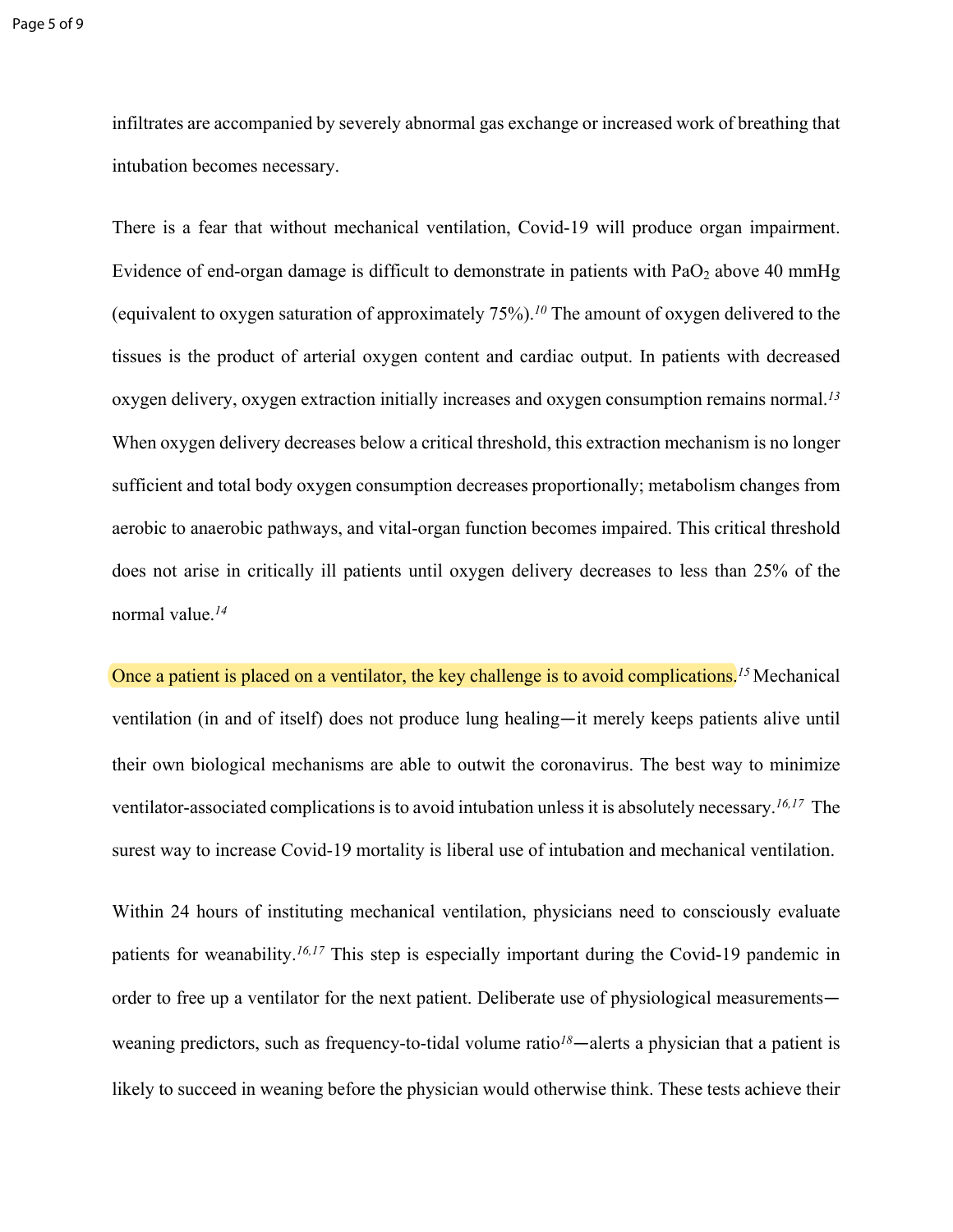infiltrates are accompanied by severely abnormal gas exchange or increased work of breathing that intubation becomes necessary.

There is a fear that without mechanical ventilation, Covid-19 will produce organ impairment. Evidence of end-organ damage is difficult to demonstrate in patients with $PaO_2$ above 40 mmHg (equivalent to oxygen saturation of approximately 75%).[10] The amount of oxygen delivered to the tissues is the product of arterial oxygen content and cardiac output. In patients with decreased oxygen delivery, oxygen extraction initially increases and oxygen consumption remains normal.[13] When oxygen delivery decreases below a critical threshold, this extraction mechanism is no longer sufficient and total body oxygen consumption decreases proportionally; metabolism changes from aerobic to anaerobic pathways, and vital-organ function becomes impaired. This critical threshold does not arise in critically ill patients until oxygen delivery decreases to less than 25% of the normal value.[14]

Once a patient is placed on a ventilator, the key challenge is to avoid complications.[15] Mechanical ventilation (in and of itself) does not produce lung healing—it merely keeps patients alive until their own biological mechanisms are able to outwit the coronavirus. The best way to minimize ventilator-associated complications is to avoid intubation unless it is absolutely necessary.[16,17] The surest way to increase Covid-19 mortality is liberal use of intubation and mechanical ventilation.

Within 24 hours of instituting mechanical ventilation, physicians need to consciously evaluate patients for weanability.[16,17] This step is especially important during the Covid-19 pandemic in order to free up a ventilator for the next patient. Deliberate use of physiological measurements—weaning predictors, such as frequency-to-tidal volume ratio[18]—alerts a physician that a patient is likely to succeed in weaning before the physician would otherwise think. These tests achieve their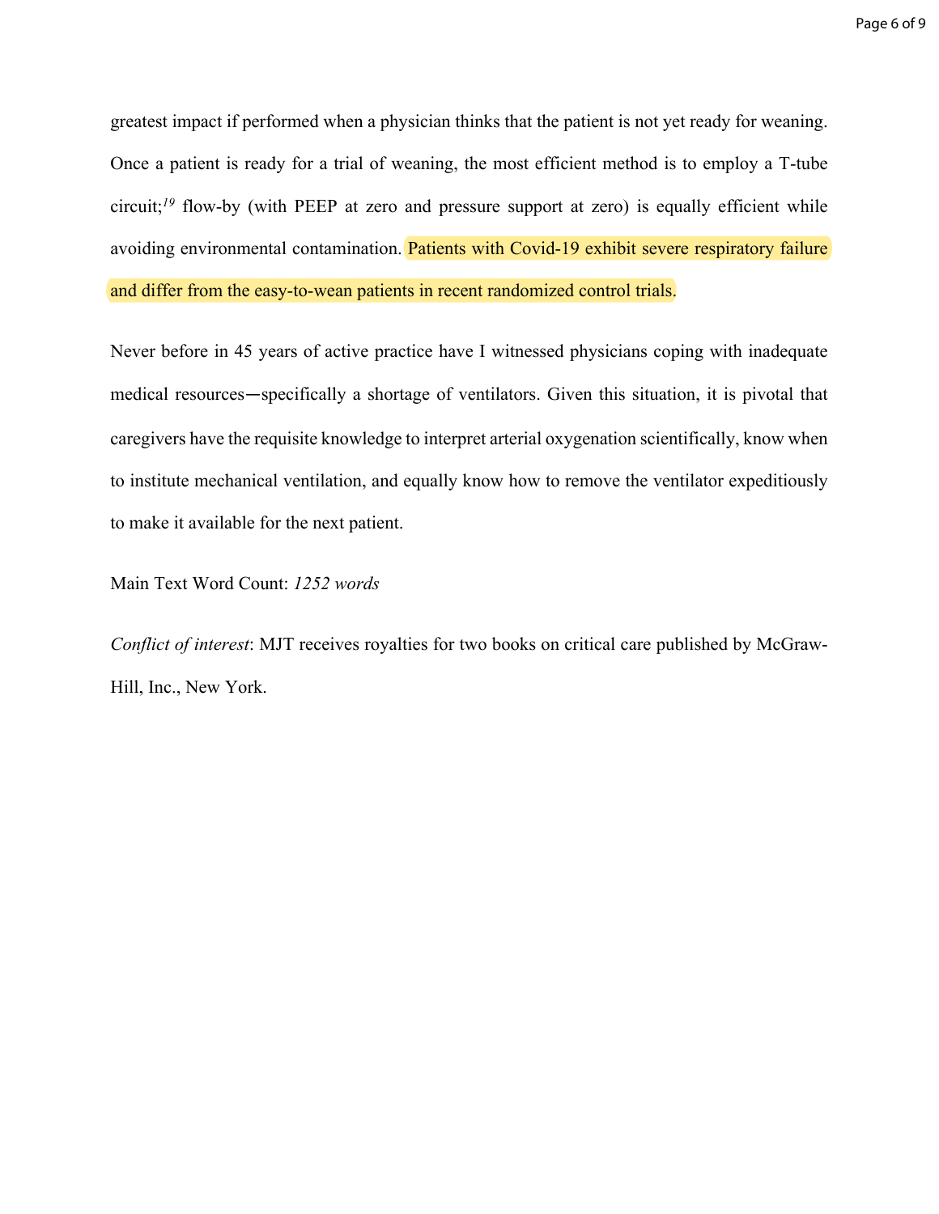greatest impact if performed when a physician thinks that the patient is not yet ready for weaning. Once a patient is ready for a trial of weaning, the most efficient method is to employ a T-tube circuit;[19] flow-by (with PEEP at zero and pressure support at zero) is equally efficient while avoiding environmental contamination. Patients with Covid-19 exhibit severe respiratory failure and differ from the easy-to-wean patients in recent randomized control trials.

Never before in 45 years of active practice have I witnessed physicians coping with inadequate medical resources—specifically a shortage of ventilators. Given this situation, it is pivotal that caregivers have the requisite knowledge to interpret arterial oxygenation scientifically, know when to institute mechanical ventilation, and equally know how to remove the ventilator expeditiously to make it available for the next patient.

Main Text Word Count: *1252 words*

*Conflict of interest*: MJT receives royalties for two books on critical care published by McGraw-Hill, Inc., New York.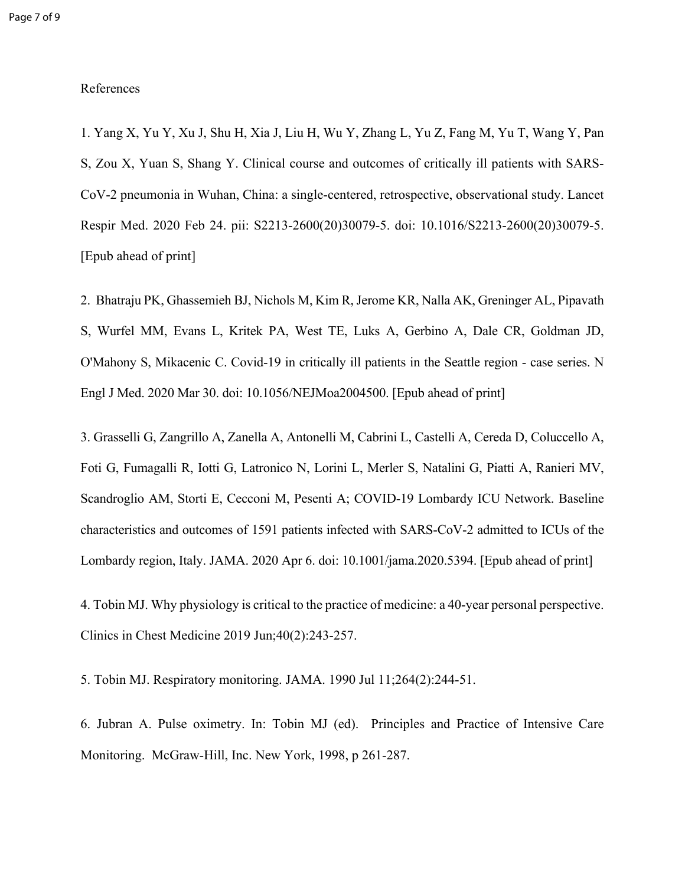References

1. Yang X, Yu Y, Xu J, Shu H, Xia J, Liu H, Wu Y, Zhang L, Yu Z, Fang M, Yu T, Wang Y, Pan S, Zou X, Yuan S, Shang Y. Clinical course and outcomes of critically ill patients with SARS-CoV-2 pneumonia in Wuhan, China: a single-centered, retrospective, observational study. Lancet Respir Med. 2020 Feb 24. pii: S2213-2600(20)30079-5. doi: 10.1016/S2213-2600(20)30079-5. [Epub ahead of print]

2. Bhatraju PK, Ghassemieh BJ, Nichols M, Kim R, Jerome KR, Nalla AK, Greninger AL, Pipavath S, Wurfel MM, Evans L, Kritek PA, West TE, Luks A, Gerbino A, Dale CR, Goldman JD, O'Mahony S, Mikacenic C. Covid-19 in critically ill patients in the Seattle region - case series. N Engl J Med. 2020 Mar 30. doi: 10.1056/NEJMoa2004500. [Epub ahead of print]

3. Grasselli G, Zangrillo A, Zanella A, Antonelli M, Cabrini L, Castelli A, Cereda D, Coluccello A, Foti G, Fumagalli R, Iotti G, Latronico N, Lorini L, Merler S, Natalini G, Piatti A, Ranieri MV, Scandroglio AM, Storti E, Cecconi M, Pesenti A; COVID-19 Lombardy ICU Network. Baseline characteristics and outcomes of 1591 patients infected with SARS-CoV-2 admitted to ICUs of the Lombardy region, Italy. JAMA. 2020 Apr 6. doi: 10.1001/jama.2020.5394. [Epub ahead of print]

4. Tobin MJ. Why physiology is critical to the practice of medicine: a 40-year personal perspective. Clinics in Chest Medicine 2019 Jun;40(2):243-257.

5. Tobin MJ. Respiratory monitoring. JAMA. 1990 Jul 11;264(2):244-51.

6. Jubran A. Pulse oximetry. In: Tobin MJ (ed). Principles and Practice of Intensive Care Monitoring. McGraw-Hill, Inc. New York, 1998, p 261-287.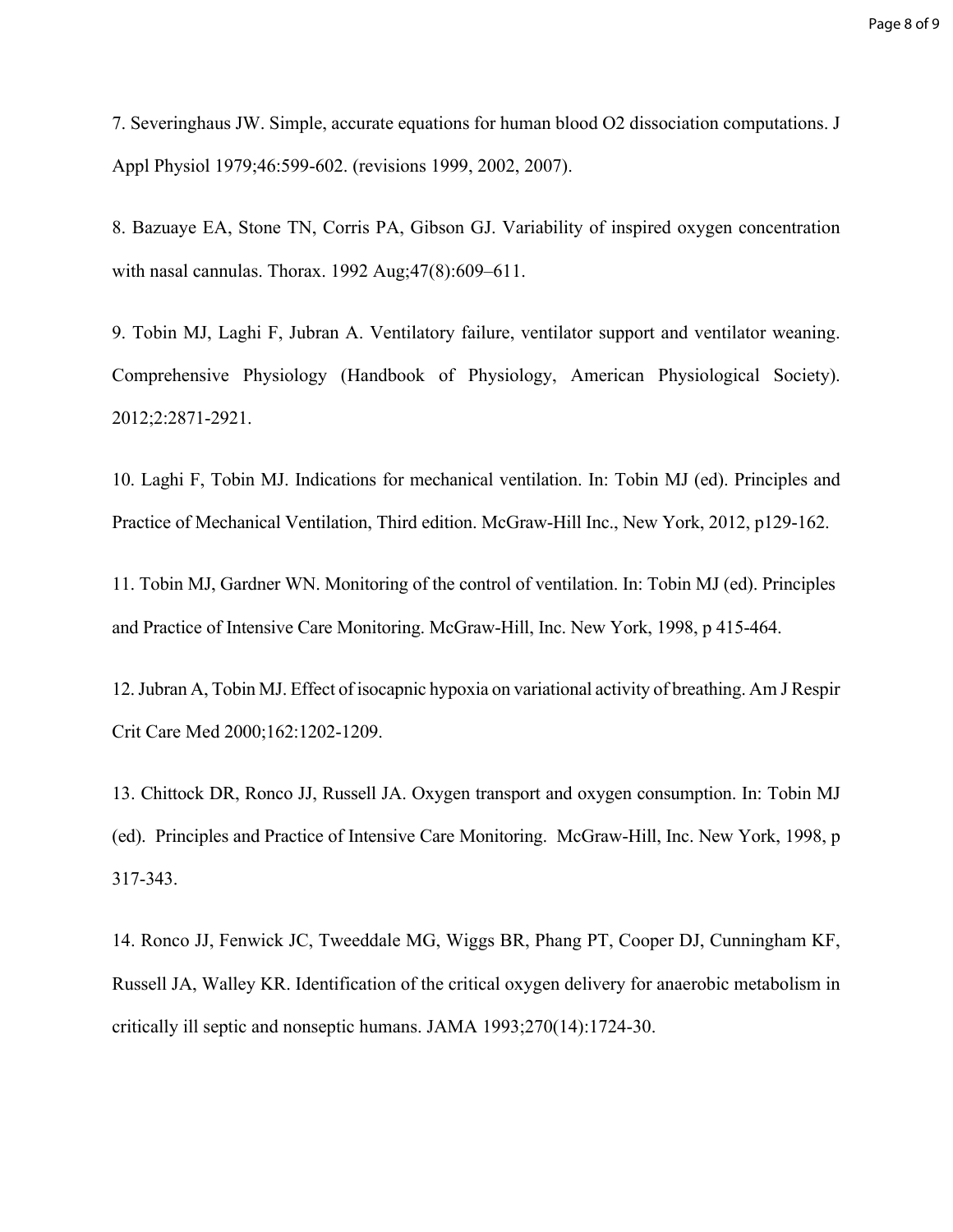7. Severinghaus JW. Simple, accurate equations for human blood O2 dissociation computations. J Appl Physiol 1979;46:599-602. (revisions 1999, 2002, 2007).

8. Bazuaye EA, Stone TN, Corris PA, Gibson GJ. Variability of inspired oxygen concentration with nasal cannulas. Thorax. 1992 Aug;47(8):609–611.

9. Tobin MJ, Laghi F, Jubran A. Ventilatory failure, ventilator support and ventilator weaning. Comprehensive Physiology (Handbook of Physiology, American Physiological Society). 2012;2:2871-2921.

10. Laghi F, Tobin MJ. Indications for mechanical ventilation. In: Tobin MJ (ed). Principles and Practice of Mechanical Ventilation, Third edition. McGraw-Hill Inc., New York, 2012, p129-162.

11. Tobin MJ, Gardner WN. Monitoring of the control of ventilation. In: Tobin MJ (ed). Principles and Practice of Intensive Care Monitoring. McGraw-Hill, Inc. New York, 1998, p 415-464.

12. Jubran A, Tobin MJ. Effect of isocapnic hypoxia on variational activity of breathing. Am J Respir Crit Care Med 2000;162:1202-1209.

13. Chittock DR, Ronco JJ, Russell JA. Oxygen transport and oxygen consumption. In: Tobin MJ (ed). Principles and Practice of Intensive Care Monitoring. McGraw-Hill, Inc. New York, 1998, p 317-343.

14. Ronco JJ, Fenwick JC, Tweeddale MG, Wiggs BR, Phang PT, Cooper DJ, Cunningham KF, Russell JA, Walley KR. Identification of the critical oxygen delivery for anaerobic metabolism in critically ill septic and nonseptic humans. JAMA 1993;270(14):1724-30.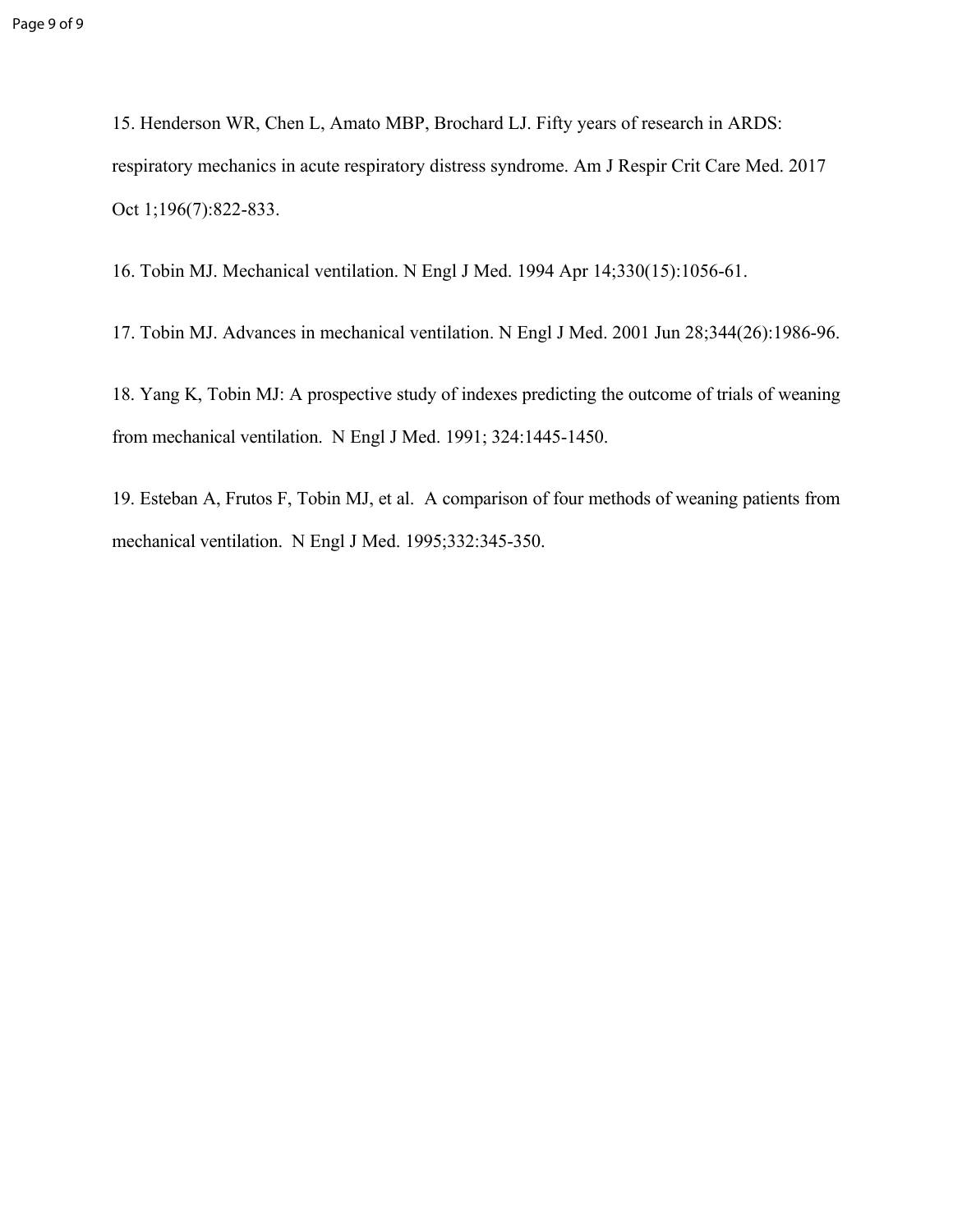15. Henderson WR, Chen L, Amato MBP, Brochard LJ. Fifty years of research in ARDS: respiratory mechanics in acute respiratory distress syndrome. Am J Respir Crit Care Med. 2017 Oct 1;196(7):822-833.

16. Tobin MJ. Mechanical ventilation. N Engl J Med. 1994 Apr 14;330(15):1056-61.

17. Tobin MJ. Advances in mechanical ventilation. N Engl J Med. 2001 Jun 28;344(26):1986-96.

18. Yang K, Tobin MJ: A prospective study of indexes predicting the outcome of trials of weaning from mechanical ventilation. N Engl J Med. 1991; 324:1445-1450.

19. Esteban A, Frutos F, Tobin MJ, et al. A comparison of four methods of weaning patients from mechanical ventilation. N Engl J Med. 1995;332:345-350.